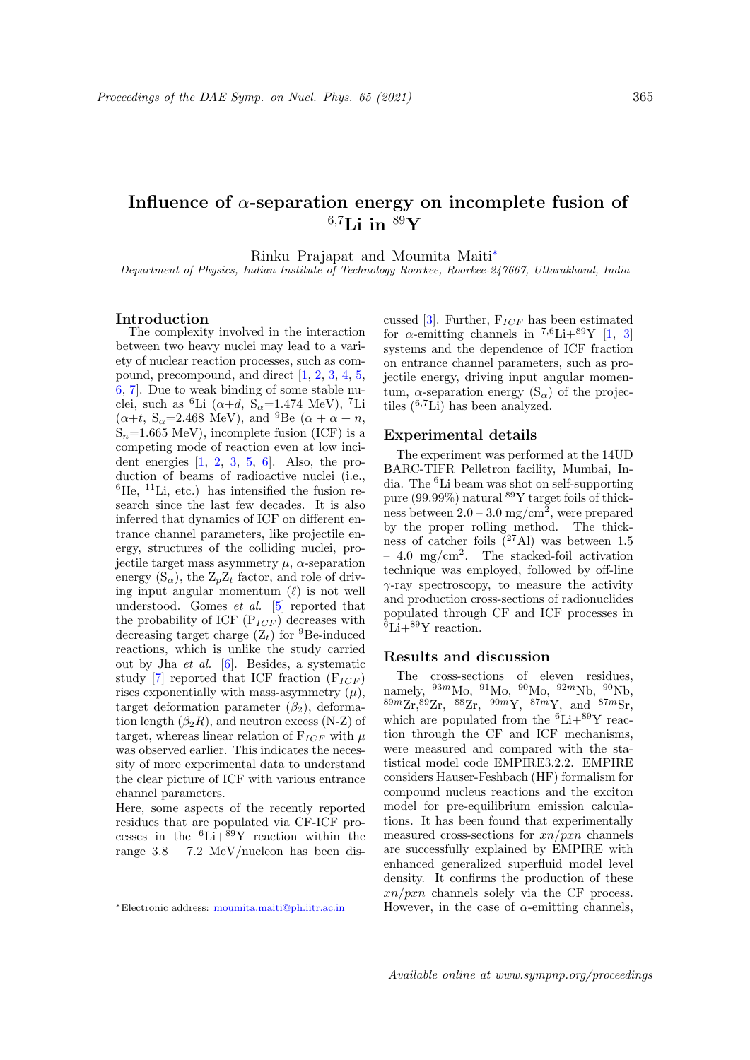# Influence of $\alpha$-separation energy on incomplete fusion of $^{6,7}$Li in $^{89}$Y

Rinku Prajapat and Moumita Maiti*

*Department of Physics, Indian Institute of Technology Roorkee, Roorkee-247667, Uttarakhand, India*

## Introduction

The complexity involved in the interaction between two heavy nuclei may lead to a variety of nuclear reaction processes, such as compound, precompound, and direct [1, 2, 3, 4, 5, 6, 7]. Due to weak binding of some stable nuclei, such as $^{6}$Li ($\alpha$+$d$, $S_{\alpha}$=1.474 MeV), $^{7}$Li ($\alpha$+$t$, $S_{\alpha}$=2.468 MeV), and $^{9}$Be ($\alpha + \alpha + n$, $S_{n}$=1.665 MeV), incomplete fusion (ICF) is a competing mode of reaction even at low incident energies [1, 2, 3, 5, 6]. Also, the production of beams of radioactive nuclei (i.e., $^{6}$He, $^{11}$Li, etc.) has intensified the fusion research since the last few decades. It is also inferred that dynamics of ICF on different entrance channel parameters, like projectile energy, structures of the colliding nuclei, projectile target mass asymmetry $\mu$, $\alpha$-separation energy ($S_{\alpha}$), the $Z_{p}Z_{t}$ factor, and role of driving input angular momentum ($\ell$) is not well understood. Gomes *et al.* [5] reported that the probability of ICF ($P_{ICF}$) decreases with decreasing target charge ($Z_{t}$) for $^{9}$Be-induced reactions, which is unlike the study carried out by Jha *et al.* [6]. Besides, a systematic study [7] reported that ICF fraction ($F_{ICF}$) rises exponentially with mass-asymmetry ($\mu$), target deformation parameter ($\beta_{2}$), deformation length ($\beta_{2}R$), and neutron excess (N-Z) of target, whereas linear relation of $F_{ICF}$ with $\mu$ was observed earlier. This indicates the necessity of more experimental data to understand the clear picture of ICF with various entrance channel parameters.

Here, some aspects of the recently reported residues that are populated via CF-ICF processes in the $^{6}$Li+$^{89}$Y reaction within the range 3.8 – 7.2 MeV/nucleon has been discussed [3]. Further, $F_{ICF}$ has been estimated for $\alpha$-emitting channels in $^{7,6}$Li+$^{89}$Y [1, 3] systems and the dependence of ICF fraction on entrance channel parameters, such as projectile energy, driving input angular momentum, $\alpha$-separation energy ($S_{\alpha}$) of the projectiles ($^{6,7}$Li) has been analyzed.

## Experimental details

The experiment was performed at the 14UD BARC-TIFR Pelletron facility, Mumbai, India. The $^{6}$Li beam was shot on self-supporting pure (99.99%) natural $^{89}$Y target foils of thickness between 2.0 – 3.0 mg/cm$^{2}$, were prepared by the proper rolling method. The thickness of catcher foils ($^{27}$Al) was between 1.5 – 4.0 mg/cm$^{2}$. The stacked-foil activation technique was employed, followed by off-line $\gamma$-ray spectroscopy, to measure the activity and production cross-sections of radionuclides populated through CF and ICF processes in $^{6}$Li+$^{89}$Y reaction.

## Results and discussion

The cross-sections of eleven residues, namely, $^{93m}$Mo, $^{91}$Mo, $^{90}$Mo, $^{92m}$Nb, $^{90}$Nb, $^{89m}$Zr, $^{89}$Zr, $^{88}$Zr, $^{90m}$Y, $^{87m}$Y, and $^{87m}$Sr, which are populated from the $^{6}$Li+$^{89}$Y reaction through the CF and ICF mechanisms, were measured and compared with the statistical model code EMPIRE3.2.2. EMPIRE considers Hauser-Feshbach (HF) formalism for compound nucleus reactions and the exciton model for pre-equilibrium emission calculations. It has been found that experimentally measured cross-sections for $xn/pxn$ channels are successfully explained by EMPIRE with enhanced generalized superfluid model level density. It confirms the production of these $xn/pxn$ channels solely via the CF process. However, in the case of $\alpha$-emitting channels,

---

*Electronic address: moumita.maiti@ph.iitr.ac.in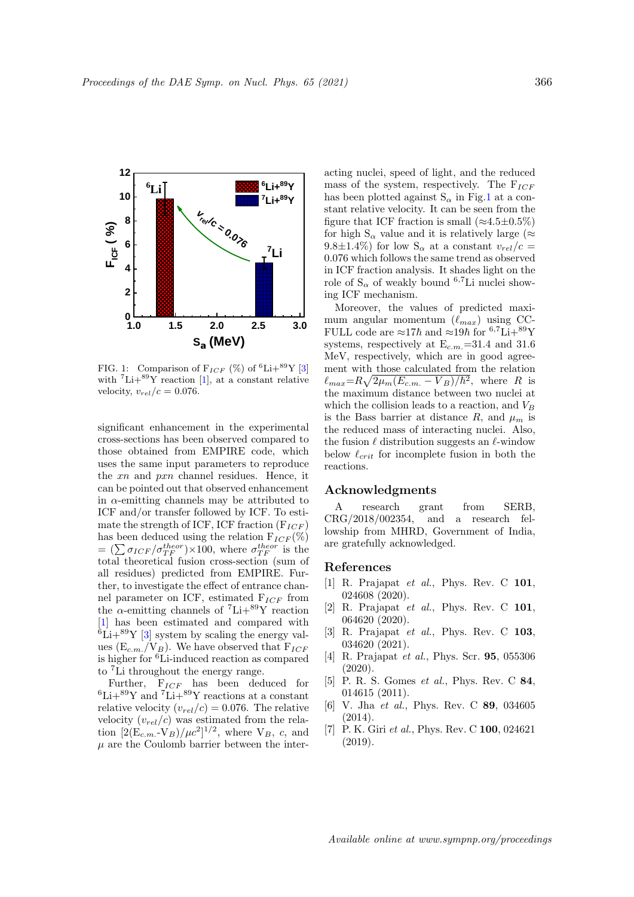12
10
8
6
4
2
0
1.0
1.5
2.0
2.5
3.0
$F_{ICF}$ ( %)
$S_a$ (MeV)
$^6$Li
$^7$Li
$^6$Li+$^{89}$Y
$^7$Li+$^{89}$Y
$v_{rel}/c = 0.076$

FIG. 1: Comparison of $F_{ICF}$ (%) of $^6$Li+$^{89}$Y [3] with $^7$Li+$^{89}$Y reaction [1], at a constant relative velocity, $v_{rel}/c = 0.076$.

significant enhancement in the experimental cross-sections has been observed compared to those obtained from EMPIRE code, which uses the same input parameters to reproduce the *xn* and *pxn* channel residues. Hence, it can be pointed out that observed enhancement in $\alpha$-emitting channels may be attributed to ICF and/or transfer followed by ICF. To estimate the strength of ICF, ICF fraction ($F_{ICF}$) has been deduced using the relation $F_{ICF}(\%) = (\sum \sigma_{ICF}/\sigma_{TF}^{theor})\times 100$, where $\sigma_{TF}^{theor}$ is the total theoretical fusion cross-section (sum of all residues) predicted from EMPIRE. Further, to investigate the effect of entrance channel parameter on ICF, estimated $F_{ICF}$ from the $\alpha$-emitting channels of $^7$Li+$^{89}$Y reaction [1] has been estimated and compared with $^6$Li+$^{89}$Y [3] system by scaling the energy values ($E_{c.m.}/V_B$). We have observed that $F_{ICF}$ is higher for $^6$Li-induced reaction as compared to $^7$Li throughout the energy range.

Further, $F_{ICF}$ has been deduced for $^6$Li+$^{89}$Y and $^7$Li+$^{89}$Y reactions at a constant relative velocity ($v_{rel}/c$) = 0.076. The relative velocity ($v_{rel}/c$) was estimated from the relation $[2(E_{c.m.}\text{-}V_B)/\mu c^2]^{1/2}$, where $V_B$, $c$, and $\mu$ are the Coulomb barrier between the interacting nuclei, speed of light, and the reduced mass of the system, respectively. The $F_{ICF}$ has been plotted against $S_\alpha$ in Fig.1 at a constant relative velocity. It can be seen from the figure that ICF fraction is small ($\approx$4.5$\pm$0.5%) for high $S_\alpha$ value and it is relatively large ($\approx$ 9.8$\pm$1.4%) for low $S_\alpha$ at a constant $v_{rel}/c$ = 0.076 which follows the same trend as observed in ICF fraction analysis. It shades light on the role of $S_\alpha$ of weakly bound $^{6,7}$Li nuclei showing ICF mechanism.

Moreover, the values of predicted maximum angular momentum ($\ell_{max}$) using CCFULL code are $\approx$17$\hbar$ and $\approx$19$\hbar$ for $^{6,7}$Li+$^{89}$Y systems, respectively at $E_{c.m.}$=31.4 and 31.6 MeV, respectively, which are in good agreement with those calculated from the relation $\ell_{max}=R\sqrt{2\mu_m(E_{c.m.}-V_B)/\hbar^2}$, where $R$ is the maximum distance between two nuclei at which the collision leads to a reaction, and $V_B$ is the Bass barrier at distance $R$, and $\mu_m$ is the reduced mass of interacting nuclei. Also, the fusion $\ell$ distribution suggests an $\ell$-window below $\ell_{crit}$ for incomplete fusion in both the reactions.

## Acknowledgments

A research grant from SERB, CRG/2018/002354, and a research fellowship from MHRD, Government of India, are gratefully acknowledged.

## References

[1] R. Prajapat *et al.*, Phys. Rev. C **101**, 024608 (2020).
[2] R. Prajapat *et al.*, Phys. Rev. C **101**, 064620 (2020).
[3] R. Prajapat *et al.*, Phys. Rev. C **103**, 034620 (2021).
[4] R. Prajapat *et al.*, Phys. Scr. **95**, 055306 (2020).
[5] P. R. S. Gomes *et al.*, Phys. Rev. C **84**, 014615 (2011).
[6] V. Jha *et al.*, Phys. Rev. C **89**, 034605 (2014).
[7] P. K. Giri *et al.*, Phys. Rev. C **100**, 024621 (2019).